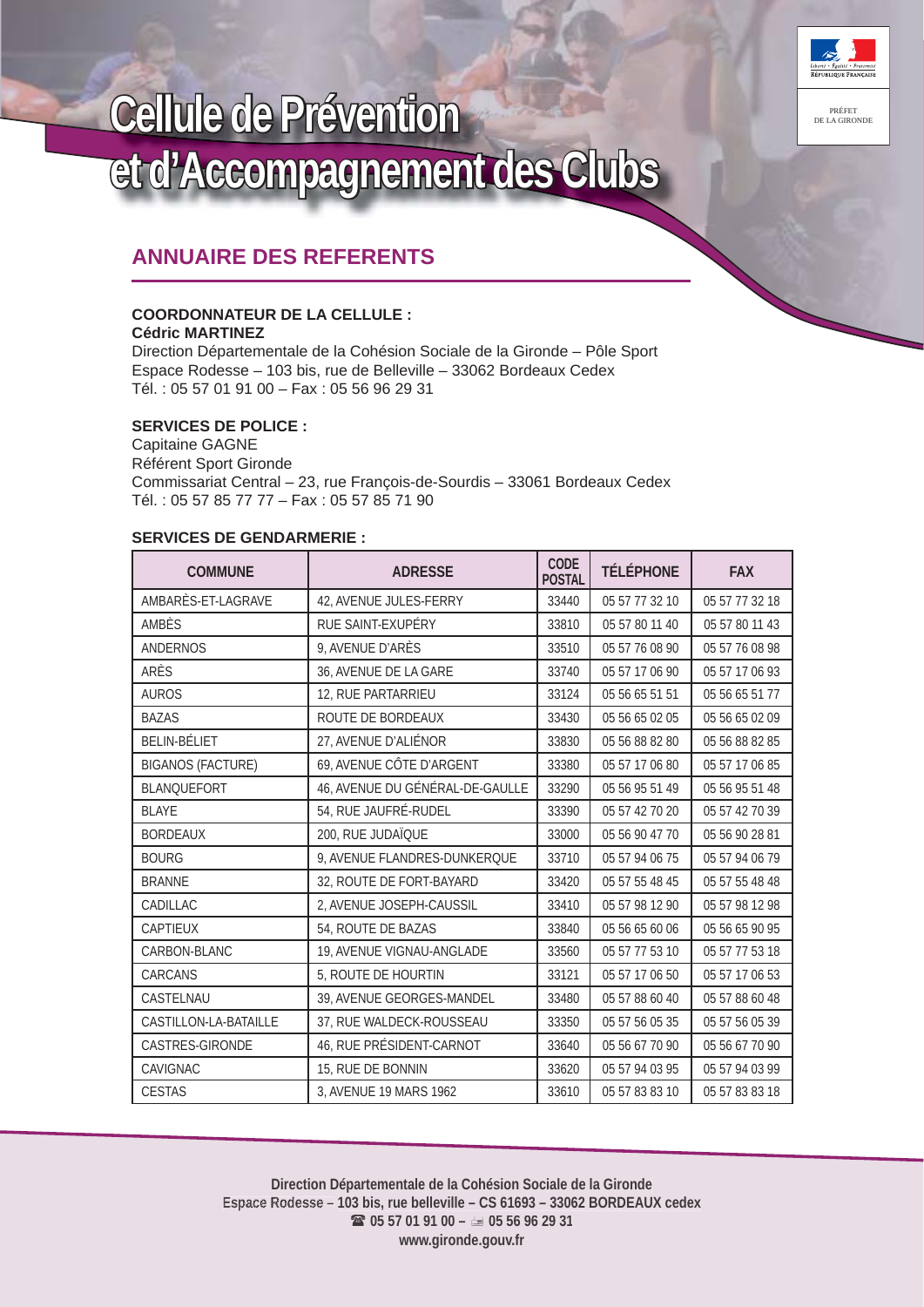# Cellule de Prévention et d'Accompagnement des Clubs

PRÉFET DE LA GIRONDE

## ANNUAIRE DES REFERENTS

**COORDONNATEUR DE LA CELLULE :**
**Cédric MARTINEZ**
Direction Départementale de la Cohésion Sociale de la Gironde – Pôle Sport
Espace Rodesse – 103 bis, rue de Belleville – 33062 Bordeaux Cedex
Tél. : 05 57 01 91 00 – Fax : 05 56 96 29 31

**SERVICES DE POLICE :**
Capitaine GAGNE
Référent Sport Gironde
Commissariat Central – 23, rue François-de-Sourdis – 33061 Bordeaux Cedex
Tél. : 05 57 85 77 77 – Fax : 05 57 85 71 90

**SERVICES DE GENDARMERIE :**

| COMMUNE | ADRESSE | CODE POSTAL | TÉLÉPHONE | FAX |
|---|---|---|---|---|
| AMBARÈS-ET-LAGRAVE | 42, AVENUE JULES-FERRY | 33440 | 05 57 77 32 10 | 05 57 77 32 18 |
| AMBÈS | RUE SAINT-EXUPÉRY | 33810 | 05 57 80 11 40 | 05 57 80 11 43 |
| ANDERNOS | 9, AVENUE D'ARÈS | 33510 | 05 57 76 08 90 | 05 57 76 08 98 |
| ARÈS | 36, AVENUE DE LA GARE | 33740 | 05 57 17 06 90 | 05 57 17 06 93 |
| AUROS | 12, RUE PARTARRIEU | 33124 | 05 56 65 51 51 | 05 56 65 51 77 |
| BAZAS | ROUTE DE BORDEAUX | 33430 | 05 56 65 02 05 | 05 56 65 02 09 |
| BELIN-BÉLIET | 27, AVENUE D'ALIÉNOR | 33830 | 05 56 88 82 80 | 05 56 88 82 85 |
| BIGANOS (FACTURE) | 69, AVENUE CÔTE D'ARGENT | 33380 | 05 57 17 06 80 | 05 57 17 06 85 |
| BLANQUEFORT | 46, AVENUE DU GÉNÉRAL-DE-GAULLE | 33290 | 05 56 95 51 49 | 05 56 95 51 48 |
| BLAYE | 54, RUE JAUFRÉ-RUDEL | 33390 | 05 57 42 70 20 | 05 57 42 70 39 |
| BORDEAUX | 200, RUE JUDAÏQUE | 33000 | 05 56 90 47 70 | 05 56 90 28 81 |
| BOURG | 9, AVENUE FLANDRES-DUNKERQUE | 33710 | 05 57 94 06 75 | 05 57 94 06 79 |
| BRANNE | 32, ROUTE DE FORT-BAYARD | 33420 | 05 57 55 48 45 | 05 57 55 48 48 |
| CADILLAC | 2, AVENUE JOSEPH-CAUSSIL | 33410 | 05 57 98 12 90 | 05 57 98 12 98 |
| CAPTIEUX | 54, ROUTE DE BAZAS | 33840 | 05 56 65 60 06 | 05 56 65 90 95 |
| CARBON-BLANC | 19, AVENUE VIGNAU-ANGLADE | 33560 | 05 57 77 53 10 | 05 57 77 53 18 |
| CARCANS | 5, ROUTE DE HOURTIN | 33121 | 05 57 17 06 50 | 05 57 17 06 53 |
| CASTELNAU | 39, AVENUE GEORGES-MANDEL | 33480 | 05 57 88 60 40 | 05 57 88 60 48 |
| CASTILLON-LA-BATAILLE | 37, RUE WALDECK-ROUSSEAU | 33350 | 05 57 56 05 35 | 05 57 56 05 39 |
| CASTRES-GIRONDE | 46, RUE PRÉSIDENT-CARNOT | 33640 | 05 56 67 70 90 | 05 56 67 70 90 |
| CAVIGNAC | 15, RUE DE BONNIN | 33620 | 05 57 94 03 95 | 05 57 94 03 99 |
| CESTAS | 3, AVENUE 19 MARS 1962 | 33610 | 05 57 83 83 10 | 05 57 83 83 18 |

**Direction Départementale de la Cohésion Sociale de la Gironde**
**Espace Rodesse – 103 bis, rue belleville – CS 61693 – 33062 BORDEAUX cedex**
**☎ 05 57 01 91 00 – 05 56 96 29 31**
**www.gironde.gouv.fr**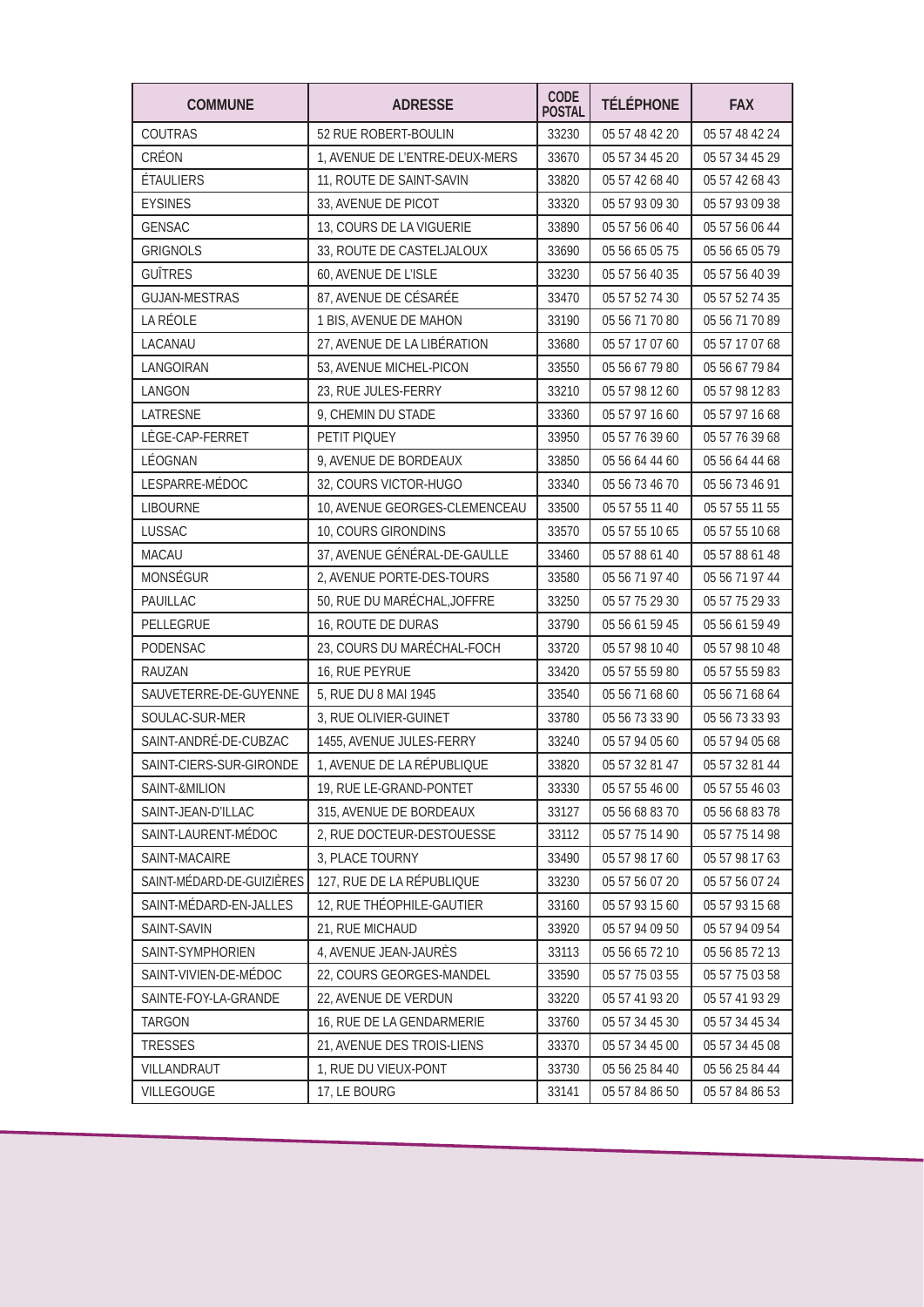| COMMUNE | ADRESSE | CODE POSTAL | TÉLÉPHONE | FAX |
| --- | --- | --- | --- | --- |
| COUTRAS | 52 RUE ROBERT-BOULIN | 33230 | 05 57 48 42 20 | 05 57 48 42 24 |
| CRÉON | 1, AVENUE DE L'ENTRE-DEUX-MERS | 33670 | 05 57 34 45 20 | 05 57 34 45 29 |
| ÉTAULIERS | 11, ROUTE DE SAINT-SAVIN | 33820 | 05 57 42 68 40 | 05 57 42 68 43 |
| EYSINES | 33, AVENUE DE PICOT | 33320 | 05 57 93 09 30 | 05 57 93 09 38 |
| GENSAC | 13, COURS DE LA VIGUERIE | 33890 | 05 57 56 06 40 | 05 57 56 06 44 |
| GRIGNOLS | 33, ROUTE DE CASTELJALOUX | 33690 | 05 56 65 05 75 | 05 56 65 05 79 |
| GUÎTRES | 60, AVENUE DE L'ISLE | 33230 | 05 57 56 40 35 | 05 57 56 40 39 |
| GUJAN-MESTRAS | 87, AVENUE DE CÉSARÉE | 33470 | 05 57 52 74 30 | 05 57 52 74 35 |
| LA RÉOLE | 1 BIS, AVENUE DE MAHON | 33190 | 05 56 71 70 80 | 05 56 71 70 89 |
| LACANAU | 27, AVENUE DE LA LIBÉRATION | 33680 | 05 57 17 07 60 | 05 57 17 07 68 |
| LANGOIRAN | 53, AVENUE MICHEL-PICON | 33550 | 05 56 67 79 80 | 05 56 67 79 84 |
| LANGON | 23, RUE JULES-FERRY | 33210 | 05 57 98 12 60 | 05 57 98 12 83 |
| LATRESNE | 9, CHEMIN DU STADE | 33360 | 05 57 97 16 60 | 05 57 97 16 68 |
| LÈGE-CAP-FERRET | PETIT PIQUEY | 33950 | 05 57 76 39 60 | 05 57 76 39 68 |
| LÉOGNAN | 9, AVENUE DE BORDEAUX | 33850 | 05 56 64 44 60 | 05 56 64 44 68 |
| LESPARRE-MÉDOC | 32, COURS VICTOR-HUGO | 33340 | 05 56 73 46 70 | 05 56 73 46 91 |
| LIBOURNE | 10, AVENUE GEORGES-CLEMENCEAU | 33500 | 05 57 55 11 40 | 05 57 55 11 55 |
| LUSSAC | 10, COURS GIRONDINS | 33570 | 05 57 55 10 65 | 05 57 55 10 68 |
| MACAU | 37, AVENUE GÉNÉRAL-DE-GAULLE | 33460 | 05 57 88 61 40 | 05 57 88 61 48 |
| MONSÉGUR | 2, AVENUE PORTE-DES-TOURS | 33580 | 05 56 71 97 40 | 05 56 71 97 44 |
| PAUILLAC | 50, RUE DU MARÉCHAL,JOFFRE | 33250 | 05 57 75 29 30 | 05 57 75 29 33 |
| PELLEGRUE | 16, ROUTE DE DURAS | 33790 | 05 56 61 59 45 | 05 56 61 59 49 |
| PODENSAC | 23, COURS DU MARÉCHAL-FOCH | 33720 | 05 57 98 10 40 | 05 57 98 10 48 |
| RAUZAN | 16, RUE PEYRUE | 33420 | 05 57 55 59 80 | 05 57 55 59 83 |
| SAUVETERRE-DE-GUYENNE | 5, RUE DU 8 MAI 1945 | 33540 | 05 56 71 68 60 | 05 56 71 68 64 |
| SOULAC-SUR-MER | 3, RUE OLIVIER-GUINET | 33780 | 05 56 73 33 90 | 05 56 73 33 93 |
| SAINT-ANDRÉ-DE-CUBZAC | 1455, AVENUE JULES-FERRY | 33240 | 05 57 94 05 60 | 05 57 94 05 68 |
| SAINT-CIERS-SUR-GIRONDE | 1, AVENUE DE LA RÉPUBLIQUE | 33820 | 05 57 32 81 47 | 05 57 32 81 44 |
| SAINT-&MILION | 19, RUE LE-GRAND-PONTET | 33330 | 05 57 55 46 00 | 05 57 55 46 03 |
| SAINT-JEAN-D'ILLAC | 315, AVENUE DE BORDEAUX | 33127 | 05 56 68 83 70 | 05 56 68 83 78 |
| SAINT-LAURENT-MÉDOC | 2, RUE DOCTEUR-DESTOUESSE | 33112 | 05 57 75 14 90 | 05 57 75 14 98 |
| SAINT-MACAIRE | 3, PLACE TOURNY | 33490 | 05 57 98 17 60 | 05 57 98 17 63 |
| SAINT-MÉDARD-DE-GUIZIÈRES | 127, RUE DE LA RÉPUBLIQUE | 33230 | 05 57 56 07 20 | 05 57 56 07 24 |
| SAINT-MÉDARD-EN-JALLES | 12, RUE THÉOPHILE-GAUTIER | 33160 | 05 57 93 15 60 | 05 57 93 15 68 |
| SAINT-SAVIN | 21, RUE MICHAUD | 33920 | 05 57 94 09 50 | 05 57 94 09 54 |
| SAINT-SYMPHORIEN | 4, AVENUE JEAN-JAURÈS | 33113 | 05 56 65 72 10 | 05 56 85 72 13 |
| SAINT-VIVIEN-DE-MÉDOC | 22, COURS GEORGES-MANDEL | 33590 | 05 57 75 03 55 | 05 57 75 03 58 |
| SAINTE-FOY-LA-GRANDE | 22, AVENUE DE VERDUN | 33220 | 05 57 41 93 20 | 05 57 41 93 29 |
| TARGON | 16, RUE DE LA GENDARMERIE | 33760 | 05 57 34 45 30 | 05 57 34 45 34 |
| TRESSES | 21, AVENUE DES TROIS-LIENS | 33370 | 05 57 34 45 00 | 05 57 34 45 08 |
| VILLANDRAUT | 1, RUE DU VIEUX-PONT | 33730 | 05 56 25 84 40 | 05 56 25 84 44 |
| VILLEGOUGE | 17, LE BOURG | 33141 | 05 57 84 86 50 | 05 57 84 86 53 |